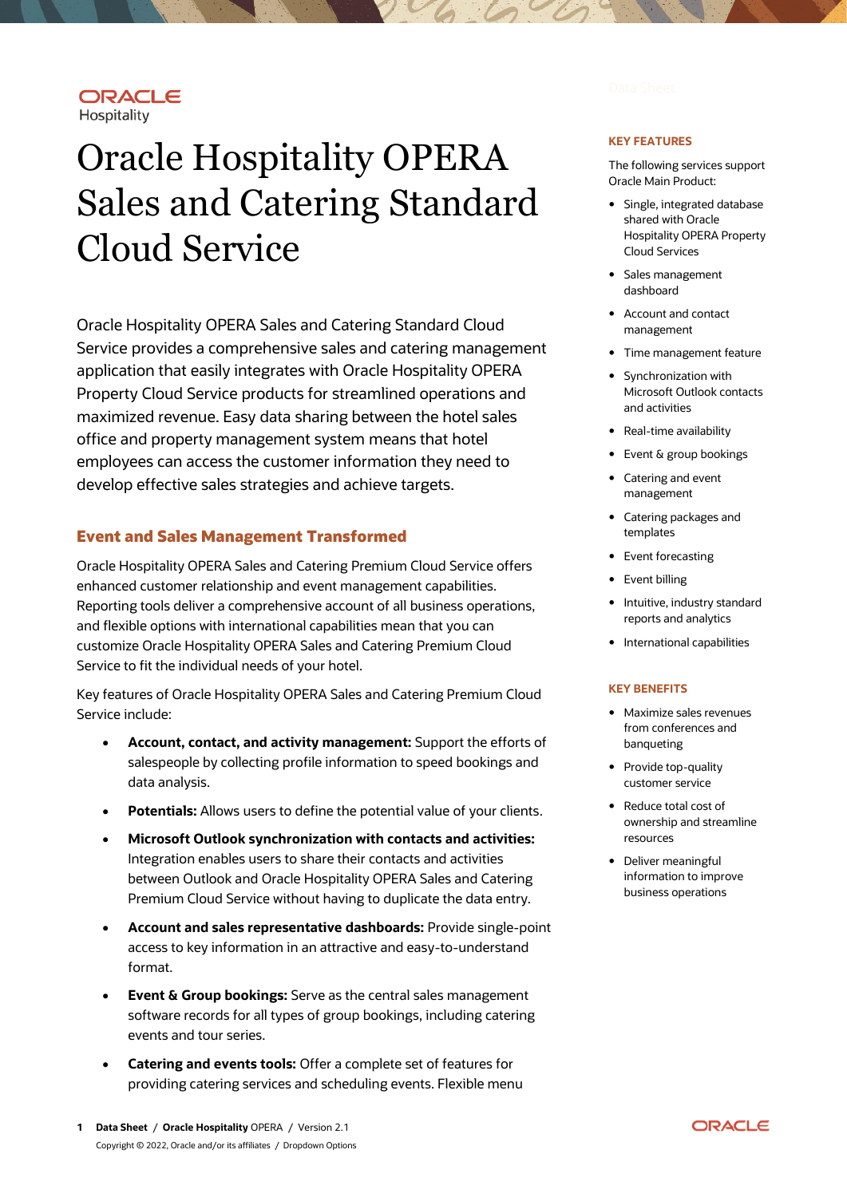ORACLE
Hospitality

# Oracle Hospitality OPERA Sales and Catering Standard Cloud Service

Oracle Hospitality OPERA Sales and Catering Standard Cloud Service provides a comprehensive sales and catering management application that easily integrates with Oracle Hospitality OPERA Property Cloud Service products for streamlined operations and maximized revenue. Easy data sharing between the hotel sales office and property management system means that hotel employees can access the customer information they need to develop effective sales strategies and achieve targets.

## Event and Sales Management Transformed

Oracle Hospitality OPERA Sales and Catering Premium Cloud Service offers enhanced customer relationship and event management capabilities. Reporting tools deliver a comprehensive account of all business operations, and flexible options with international capabilities mean that you can customize Oracle Hospitality OPERA Sales and Catering Premium Cloud Service to fit the individual needs of your hotel.

Key features of Oracle Hospitality OPERA Sales and Catering Premium Cloud Service include:

- **Account, contact, and activity management:** Support the efforts of salespeople by collecting profile information to speed bookings and data analysis.
- **Potentials:** Allows users to define the potential value of your clients.
- **Microsoft Outlook synchronization with contacts and activities:** Integration enables users to share their contacts and activities between Outlook and Oracle Hospitality OPERA Sales and Catering Premium Cloud Service without having to duplicate the data entry.
- **Account and sales representative dashboards:** Provide single-point access to key information in an attractive and easy-to-understand format.
- **Event & Group bookings:** Serve as the central sales management software records for all types of group bookings, including catering events and tour series.
- **Catering and events tools:** Offer a complete set of features for providing catering services and scheduling events. Flexible menu

### KEY FEATURES

The following services support Oracle Main Product:

- Single, integrated database shared with Oracle Hospitality OPERA Property Cloud Services
- Sales management dashboard
- Account and contact management
- Time management feature
- Synchronization with Microsoft Outlook contacts and activities
- Real-time availability
- Event & group bookings
- Catering and event management
- Catering packages and templates
- Event forecasting
- Event billing
- Intuitive, industry standard reports and analytics
- International capabilities

### KEY BENEFITS

- Maximize sales revenues from conferences and banqueting
- Provide top-quality customer service
- Reduce total cost of ownership and streamline resources
- Deliver meaningful information to improve business operations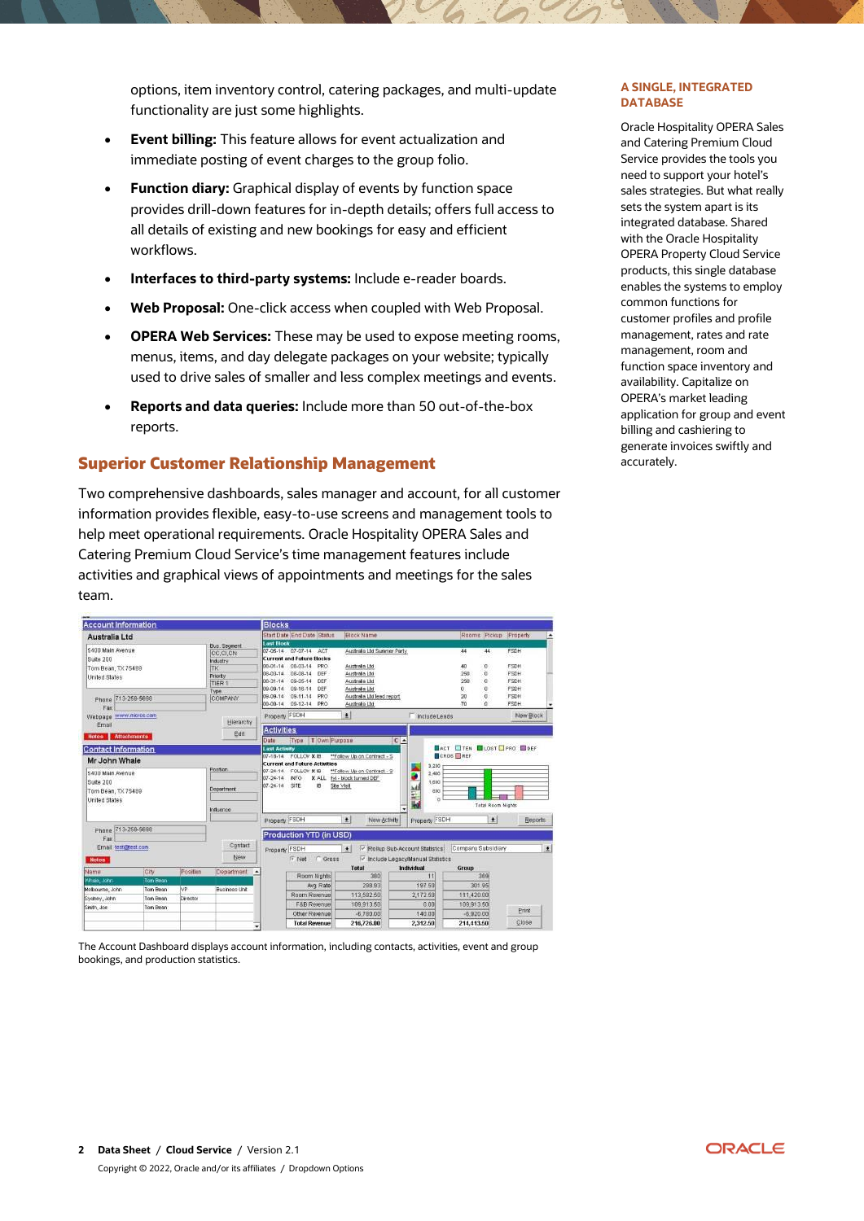options, item inventory control, catering packages, and multi-update functionality are just some highlights.

- **Event billing:** This feature allows for event actualization and immediate posting of event charges to the group folio.
- **Function diary:** Graphical display of events by function space provides drill-down features for in-depth details; offers full access to all details of existing and new bookings for easy and efficient workflows.
- **Interfaces to third-party systems:** Include e-reader boards.
- **Web Proposal:** One-click access when coupled with Web Proposal.
- **OPERA Web Services:** These may be used to expose meeting rooms, menus, items, and day delegate packages on your website; typically used to drive sales of smaller and less complex meetings and events.
- **Reports and data queries:** Include more than 50 out-of-the-box reports.

## Superior Customer Relationship Management

Two comprehensive dashboards, sales manager and account, for all customer information provides flexible, easy-to-use screens and management tools to help meet operational requirements. Oracle Hospitality OPERA Sales and Catering Premium Cloud Service's time management features include activities and graphical views of appointments and meetings for the sales team.

The Account Dashboard displays account information, including contacts, activities, event and group bookings, and production statistics.

### A SINGLE, INTEGRATED DATABASE

Oracle Hospitality OPERA Sales and Catering Premium Cloud Service provides the tools you need to support your hotel's sales strategies. But what really sets the system apart is its integrated database. Shared with the Oracle Hospitality OPERA Property Cloud Service products, this single database enables the systems to employ common functions for customer profiles and profile management, rates and rate management, room and function space inventory and availability. Capitalize on OPERA's market leading application for group and event billing and cashiering to generate invoices swiftly and accurately.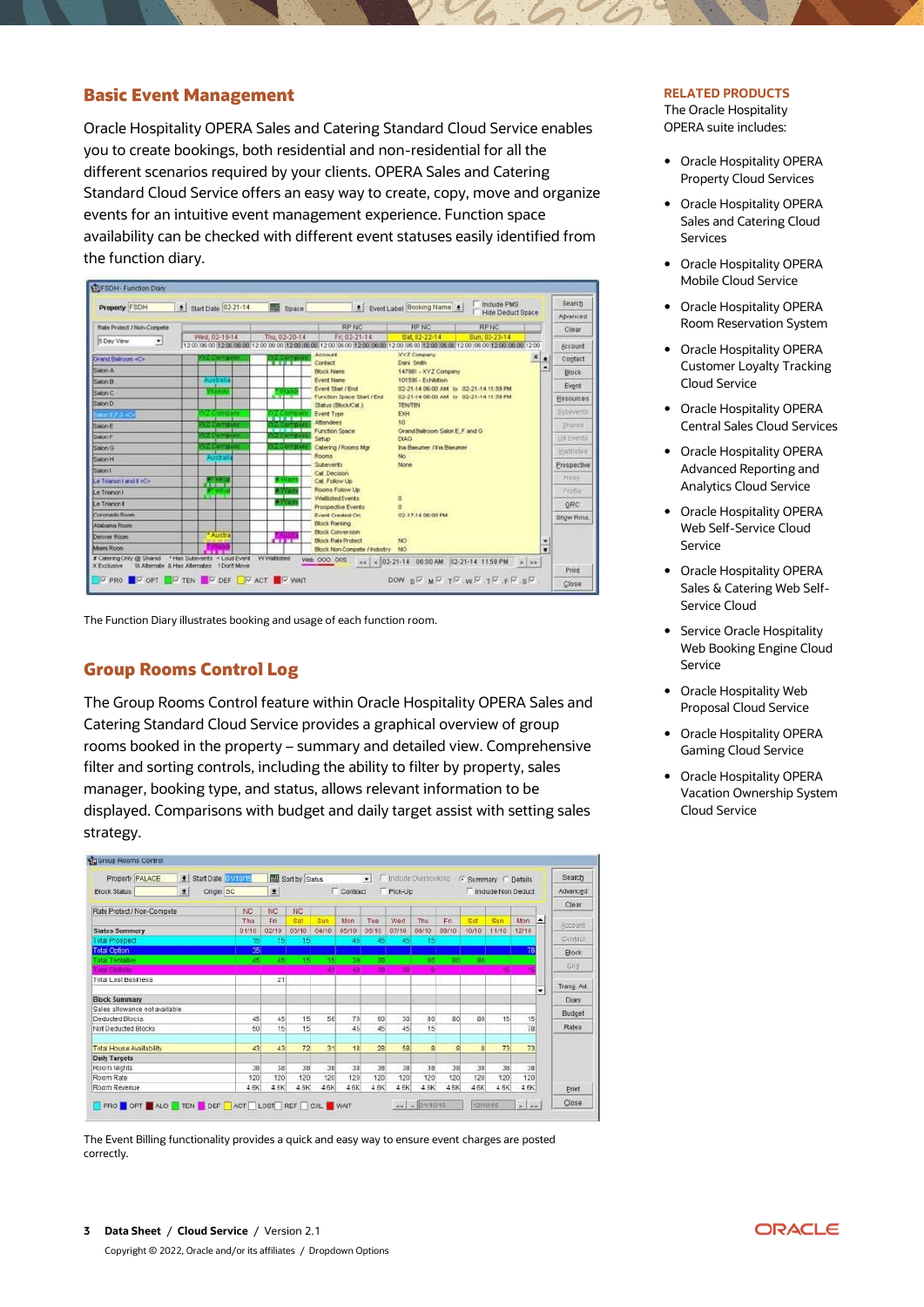## Basic Event Management

Oracle Hospitality OPERA Sales and Catering Standard Cloud Service enables you to create bookings, both residential and non-residential for all the different scenarios required by your clients. OPERA Sales and Catering Standard Cloud Service offers an easy way to create, copy, move and organize events for an intuitive event management experience. Function space availability can be checked with different event statuses easily identified from the function diary.

The Function Diary illustrates booking and usage of each function room.

## Group Rooms Control Log

The Group Rooms Control feature within Oracle Hospitality OPERA Sales and Catering Standard Cloud Service provides a graphical overview of group rooms booked in the property – summary and detailed view. Comprehensive filter and sorting controls, including the ability to filter by property, sales manager, booking type, and status, allows relevant information to be displayed. Comparisons with budget and daily target assist with setting sales strategy.

The Event Billing functionality provides a quick and easy way to ensure event charges are posted correctly.

### RELATED PRODUCTS

The Oracle Hospitality OPERA suite includes:

- Oracle Hospitality OPERA Property Cloud Services
- Oracle Hospitality OPERA Sales and Catering Cloud Services
- Oracle Hospitality OPERA Mobile Cloud Service
- Oracle Hospitality OPERA Room Reservation System
- Oracle Hospitality OPERA Customer Loyalty Tracking Cloud Service
- Oracle Hospitality OPERA Central Sales Cloud Services
- Oracle Hospitality OPERA Advanced Reporting and Analytics Cloud Service
- Oracle Hospitality OPERA Web Self-Service Cloud Service
- Oracle Hospitality OPERA Sales & Catering Web Self-Service Cloud
- Service Oracle Hospitality Web Booking Engine Cloud Service
- Oracle Hospitality Web Proposal Cloud Service
- Oracle Hospitality OPERA Gaming Cloud Service
- Oracle Hospitality OPERA Vacation Ownership System Cloud Service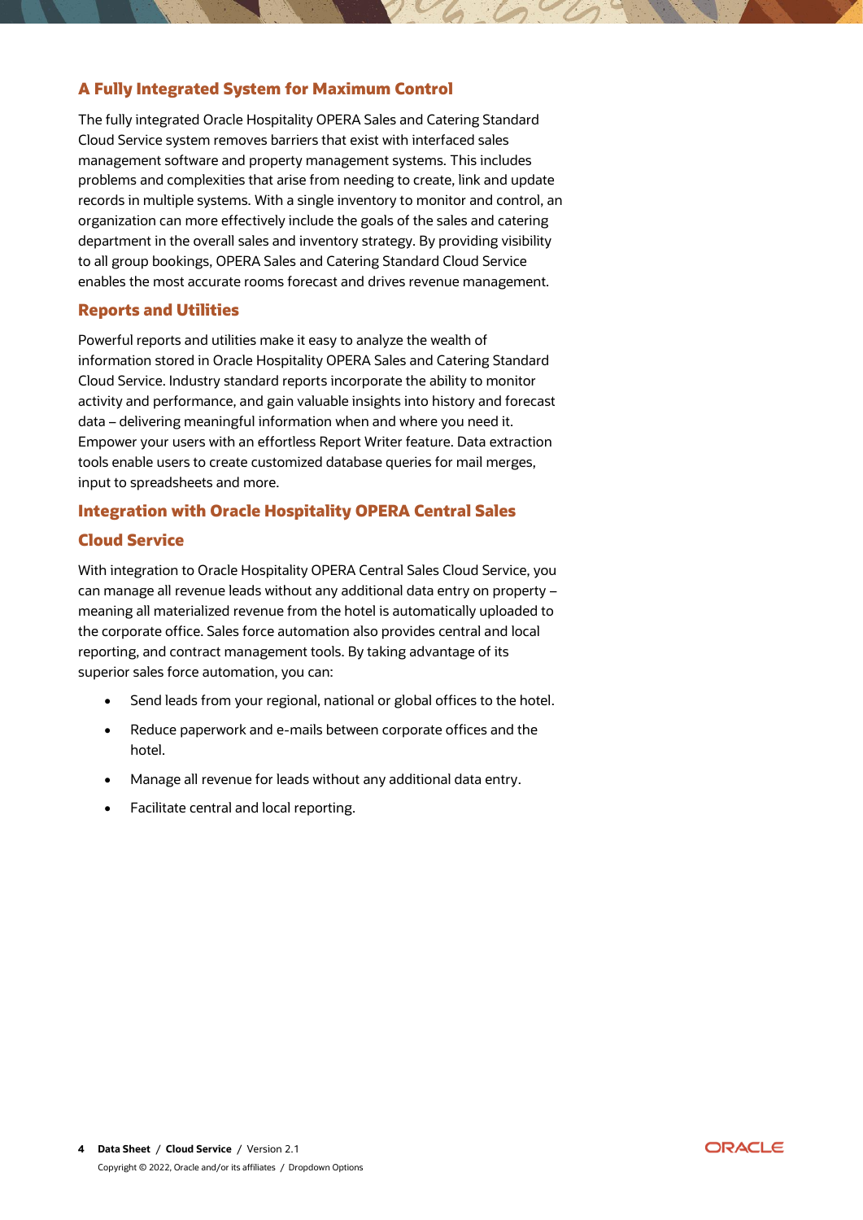## A Fully Integrated System for Maximum Control

The fully integrated Oracle Hospitality OPERA Sales and Catering Standard Cloud Service system removes barriers that exist with interfaced sales management software and property management systems. This includes problems and complexities that arise from needing to create, link and update records in multiple systems. With a single inventory to monitor and control, an organization can more effectively include the goals of the sales and catering department in the overall sales and inventory strategy. By providing visibility to all group bookings, OPERA Sales and Catering Standard Cloud Service enables the most accurate rooms forecast and drives revenue management.

## Reports and Utilities

Powerful reports and utilities make it easy to analyze the wealth of information stored in Oracle Hospitality OPERA Sales and Catering Standard Cloud Service. Industry standard reports incorporate the ability to monitor activity and performance, and gain valuable insights into history and forecast data – delivering meaningful information when and where you need it. Empower your users with an effortless Report Writer feature. Data extraction tools enable users to create customized database queries for mail merges, input to spreadsheets and more.

## Integration with Oracle Hospitality OPERA Central Sales Cloud Service

With integration to Oracle Hospitality OPERA Central Sales Cloud Service, you can manage all revenue leads without any additional data entry on property – meaning all materialized revenue from the hotel is automatically uploaded to the corporate office. Sales force automation also provides central and local reporting, and contract management tools. By taking advantage of its superior sales force automation, you can:

- Send leads from your regional, national or global offices to the hotel.
- Reduce paperwork and e-mails between corporate offices and the hotel.
- Manage all revenue for leads without any additional data entry.
- Facilitate central and local reporting.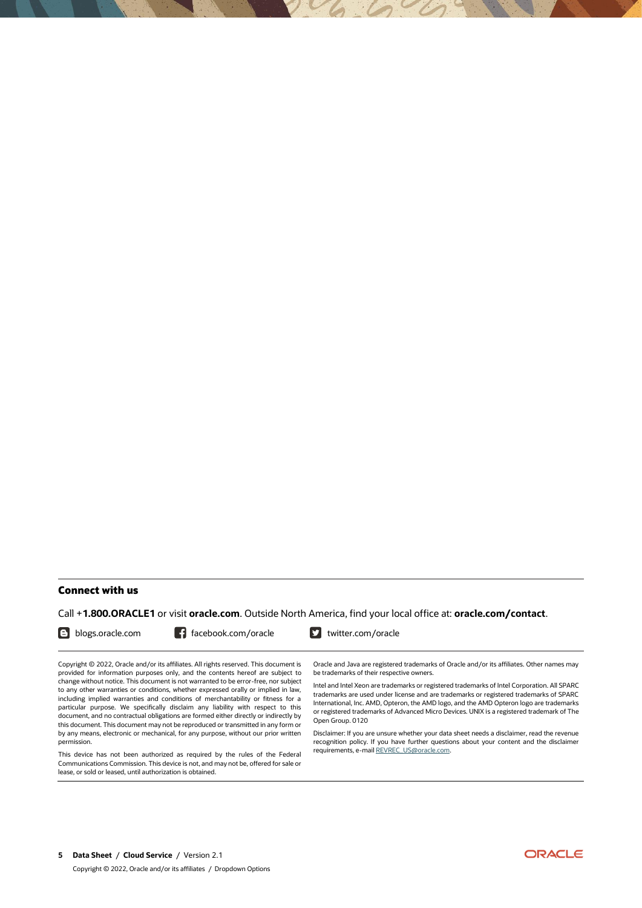## Connect with us

Call +**1.800.ORACLE1** or visit **oracle.com**. Outside North America, find your local office at: **oracle.com/contact**.

blogs.oracle.com    facebook.com/oracle    twitter.com/oracle

Copyright © 2022, Oracle and/or its affiliates. All rights reserved. This document is provided for information purposes only, and the contents hereof are subject to change without notice. This document is not warranted to be error-free, nor subject to any other warranties or conditions, whether expressed orally or implied in law, including implied warranties and conditions of merchantability or fitness for a particular purpose. We specifically disclaim any liability with respect to this document, and no contractual obligations are formed either directly or indirectly by this document. This document may not be reproduced or transmitted in any form or by any means, electronic or mechanical, for any purpose, without our prior written permission.

This device has not been authorized as required by the rules of the Federal Communications Commission. This device is not, and may not be, offered for sale or lease, or sold or leased, until authorization is obtained.

Oracle and Java are registered trademarks of Oracle and/or its affiliates. Other names may be trademarks of their respective owners.

Intel and Intel Xeon are trademarks or registered trademarks of Intel Corporation. All SPARC trademarks are used under license and are trademarks or registered trademarks of SPARC International, Inc. AMD, Opteron, the AMD logo, and the AMD Opteron logo are trademarks or registered trademarks of Advanced Micro Devices. UNIX is a registered trademark of The Open Group. 0120

Disclaimer: If you are unsure whether your data sheet needs a disclaimer, read the revenue recognition policy. If you have further questions about your content and the disclaimer requirements, e-mail REVREC_US@oracle.com.